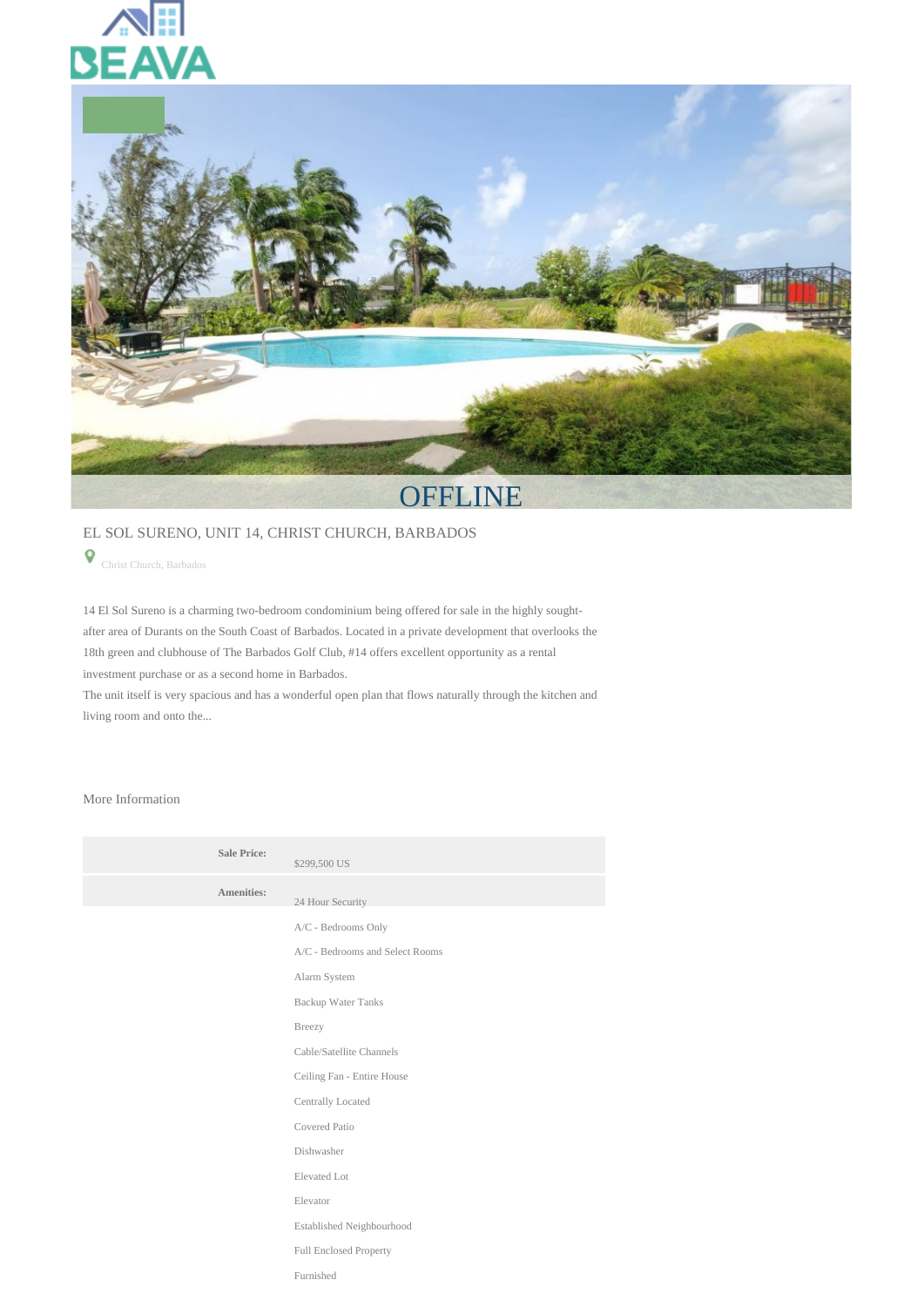BEAVA

OFFLINE

# EL SOL SURENO, UNIT 14, CHRIST CHURCH, BARBADOS

Christ Church, Barbados

14 El Sol Sureno is a charming two-bedroom condominium being offered for sale in the highly sought-after area of Durants on the South Coast of Barbados. Located in a private development that overlooks the 18th green and clubhouse of The Barbados Golf Club, #14 offers excellent opportunity as a rental investment purchase or as a second home in Barbados.
The unit itself is very spacious and has a wonderful open plan that flows naturally through the kitchen and living room and onto the...

## More Information

| | |
|---|---|
| **Sale Price:** | $299,500 US |
| **Amenities:** | 24 Hour Security<br>A/C - Bedrooms Only<br>A/C - Bedrooms and Select Rooms<br>Alarm System<br>Backup Water Tanks<br>Breezy<br>Cable/Satellite Channels<br>Ceiling Fan - Entire House<br>Centrally Located<br>Covered Patio<br>Dishwasher<br>Elevated Lot<br>Elevator<br>Established Neighbourhood<br>Full Enclosed Property<br>Furnished |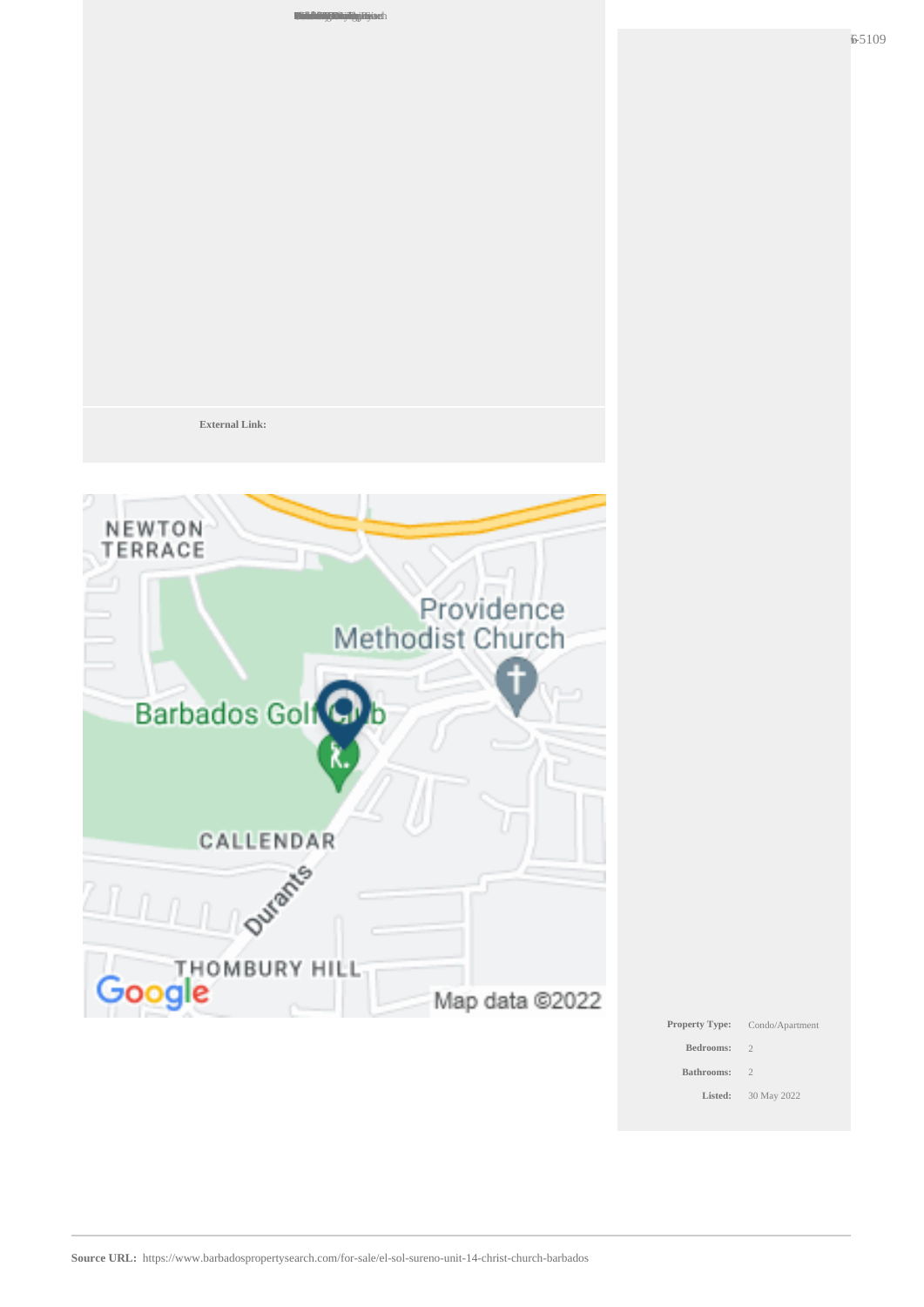**External Link:**

NEWTON TERRACE

Providence Methodist Church

Barbados Golf Club

CALLENDAR

Durants

THOMBURY HILL

Google

Map data ©2022

| | |
|---|---|
| **Property Type:** | Condo/Apartment |
| **Bedrooms:** | 2 |
| **Bathrooms:** | 2 |
| **Listed:** | 30 May 2022 |

**Source URL:** https://www.barbadospropertysearch.com/for-sale/el-sol-sureno-unit-14-christ-church-barbados